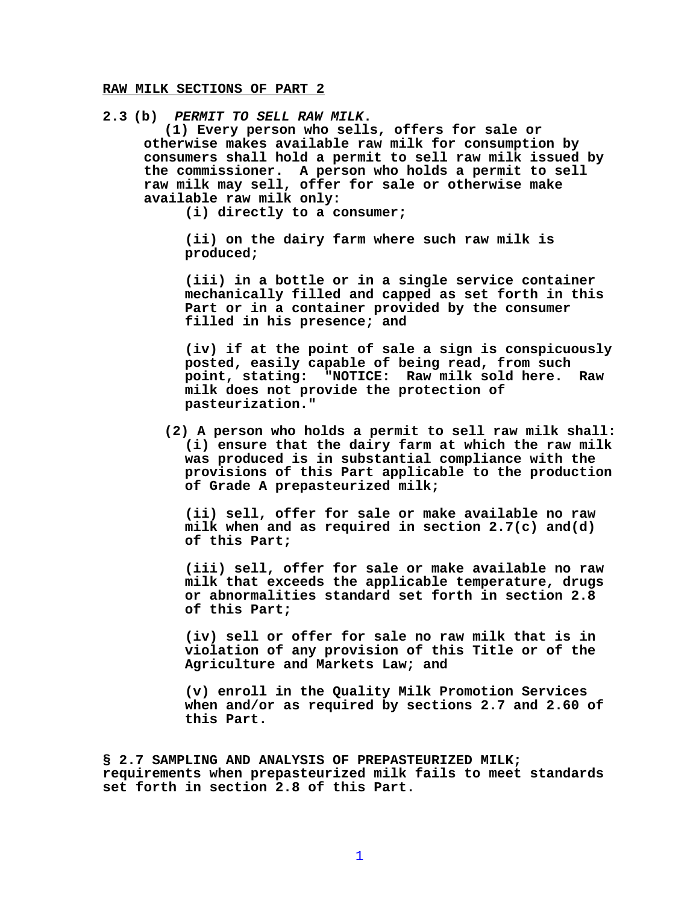**RAW MILK SECTIONS OF PART 2**

**2.3 (b)** ***PERMIT TO SELL RAW MILK.***

**(1) Every person who sells, offers for sale or otherwise makes available raw milk for consumption by consumers shall hold a permit to sell raw milk issued by the commissioner. A person who holds a permit to sell raw milk may sell, offer for sale or otherwise make available raw milk only:**

**(i) directly to a consumer;**

**(ii) on the dairy farm where such raw milk is produced;**

**(iii) in a bottle or in a single service container mechanically filled and capped as set forth in this Part or in a container provided by the consumer filled in his presence; and**

**(iv) if at the point of sale a sign is conspicuously posted, easily capable of being read, from such point, stating: "NOTICE: Raw milk sold here. Raw milk does not provide the protection of pasteurization."**

**(2) A person who holds a permit to sell raw milk shall:**

**(i) ensure that the dairy farm at which the raw milk was produced is in substantial compliance with the provisions of this Part applicable to the production of Grade A prepasteurized milk;**

**(ii) sell, offer for sale or make available no raw milk when and as required in section 2.7(c) and(d) of this Part;**

**(iii) sell, offer for sale or make available no raw milk that exceeds the applicable temperature, drugs or abnormalities standard set forth in section 2.8 of this Part;**

**(iv) sell or offer for sale no raw milk that is in violation of any provision of this Title or of the Agriculture and Markets Law; and**

**(v) enroll in the Quality Milk Promotion Services when and/or as required by sections 2.7 and 2.60 of this Part.**

**§ 2.7 SAMPLING AND ANALYSIS OF PREPASTEURIZED MILK; requirements when prepasteurized milk fails to meet standards set forth in section 2.8 of this Part.**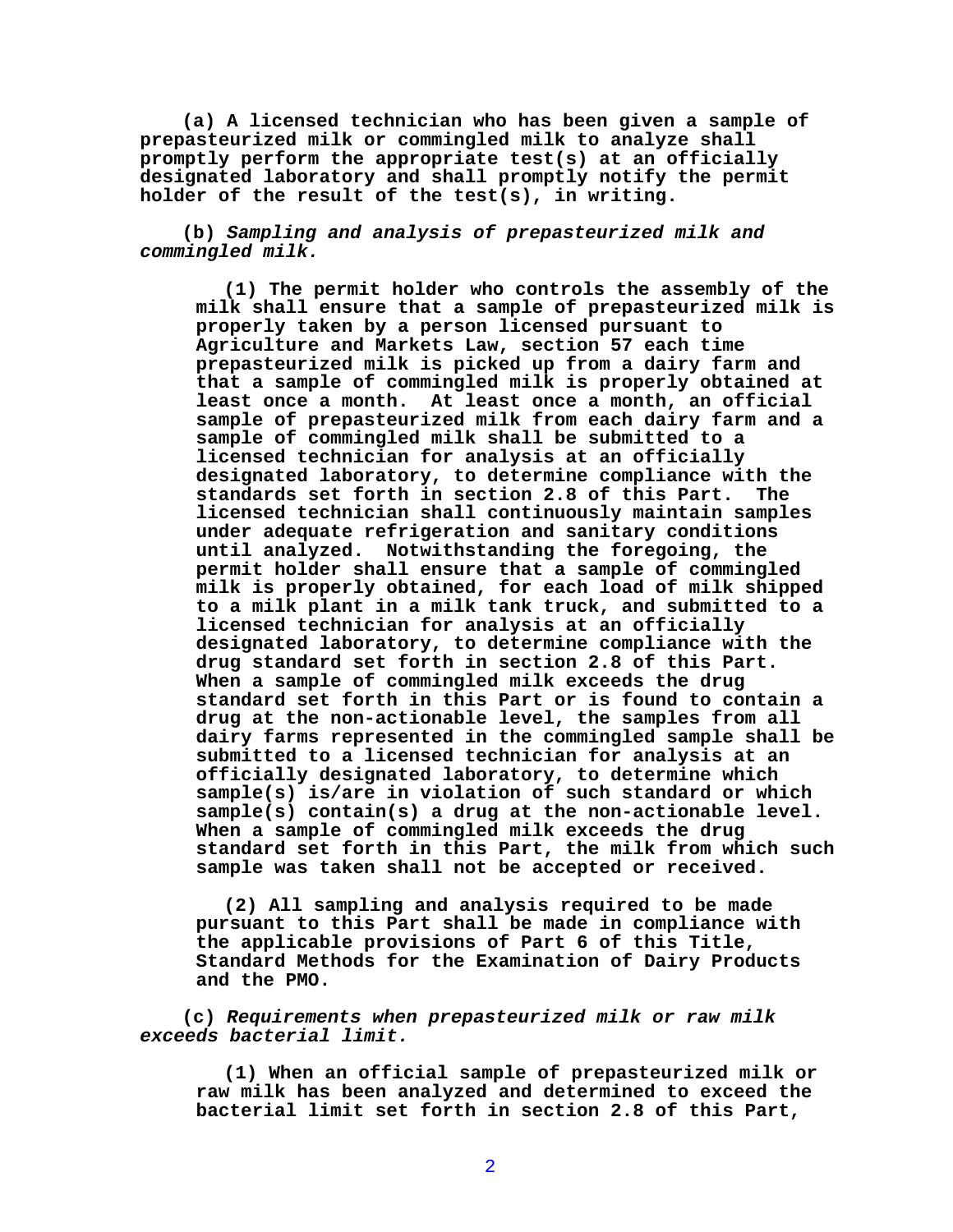**(a) A licensed technician who has been given a sample of prepasteurized milk or commingled milk to analyze shall promptly perform the appropriate test(s) at an officially designated laboratory and shall promptly notify the permit holder of the result of the test(s), in writing.**

**(b)** ***Sampling and analysis of prepasteurized milk and commingled milk.***

**(1) The permit holder who controls the assembly of the milk shall ensure that a sample of prepasteurized milk is properly taken by a person licensed pursuant to Agriculture and Markets Law, section 57 each time prepasteurized milk is picked up from a dairy farm and that a sample of commingled milk is properly obtained at least once a month. At least once a month, an official sample of prepasteurized milk from each dairy farm and a sample of commingled milk shall be submitted to a licensed technician for analysis at an officially designated laboratory, to determine compliance with the standards set forth in section 2.8 of this Part. The licensed technician shall continuously maintain samples under adequate refrigeration and sanitary conditions until analyzed. Notwithstanding the foregoing, the permit holder shall ensure that a sample of commingled milk is properly obtained, for each load of milk shipped to a milk plant in a milk tank truck, and submitted to a licensed technician for analysis at an officially designated laboratory, to determine compliance with the drug standard set forth in section 2.8 of this Part. When a sample of commingled milk exceeds the drug standard set forth in this Part or is found to contain a drug at the non-actionable level, the samples from all dairy farms represented in the commingled sample shall be submitted to a licensed technician for analysis at an officially designated laboratory, to determine which sample(s) is/are in violation of such standard or which sample(s) contain(s) a drug at the non-actionable level. When a sample of commingled milk exceeds the drug standard set forth in this Part, the milk from which such sample was taken shall not be accepted or received.**

**(2) All sampling and analysis required to be made pursuant to this Part shall be made in compliance with the applicable provisions of Part 6 of this Title, Standard Methods for the Examination of Dairy Products and the PMO.**

**(c)** ***Requirements when prepasteurized milk or raw milk exceeds bacterial limit.***

**(1) When an official sample of prepasteurized milk or raw milk has been analyzed and determined to exceed the bacterial limit set forth in section 2.8 of this Part,**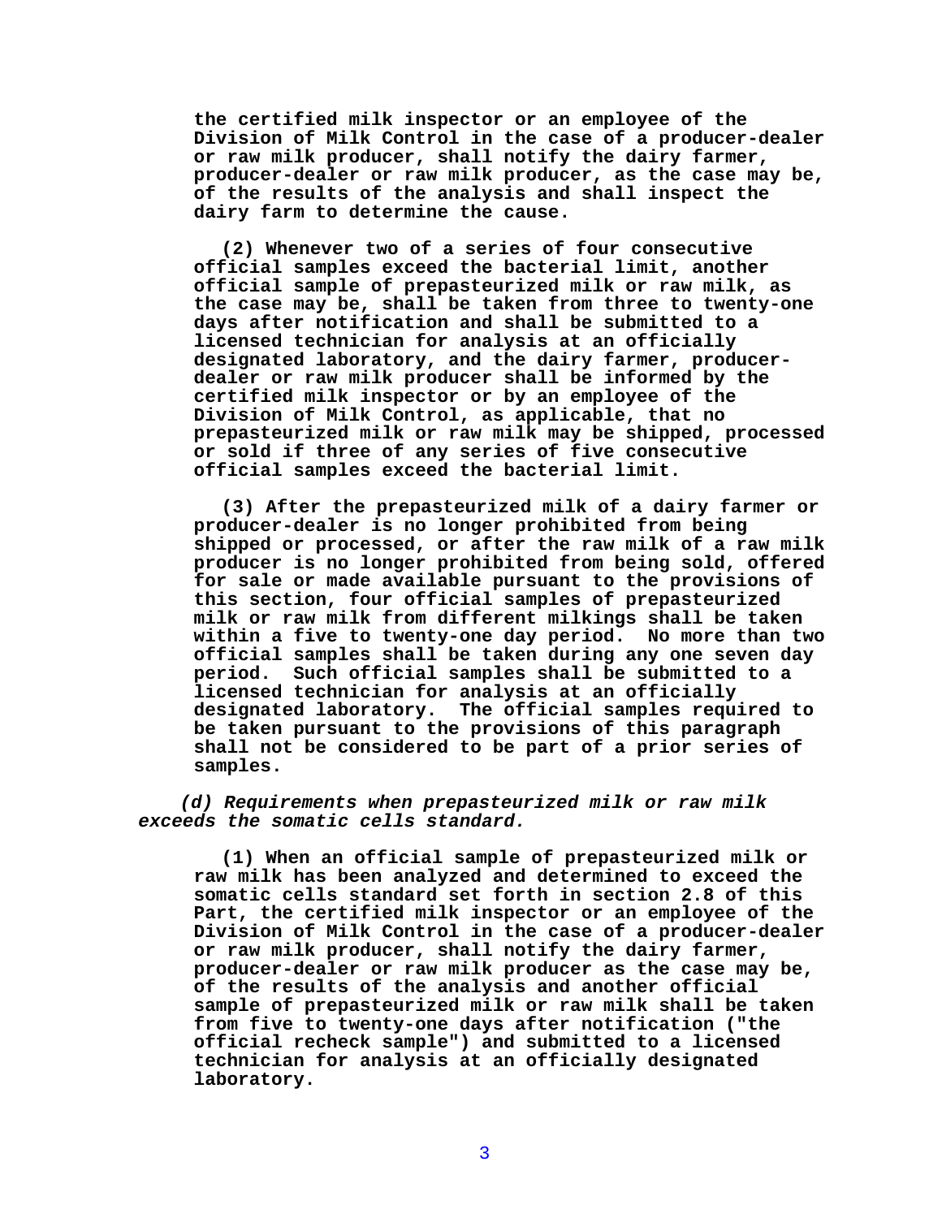the certified milk inspector or an employee of the Division of Milk Control in the case of a producer-dealer or raw milk producer, shall notify the dairy farmer, producer-dealer or raw milk producer, as the case may be, of the results of the analysis and shall inspect the dairy farm to determine the cause.

(2) Whenever two of a series of four consecutive official samples exceed the bacterial limit, another official sample of prepasteurized milk or raw milk, as the case may be, shall be taken from three to twenty-one days after notification and shall be submitted to a licensed technician for analysis at an officially designated laboratory, and the dairy farmer, producer-dealer or raw milk producer shall be informed by the certified milk inspector or by an employee of the Division of Milk Control, as applicable, that no prepasteurized milk or raw milk may be shipped, processed or sold if three of any series of five consecutive official samples exceed the bacterial limit.

(3) After the prepasteurized milk of a dairy farmer or producer-dealer is no longer prohibited from being shipped or processed, or after the raw milk of a raw milk producer is no longer prohibited from being sold, offered for sale or made available pursuant to the provisions of this section, four official samples of prepasteurized milk or raw milk from different milkings shall be taken within a five to twenty-one day period. No more than two official samples shall be taken during any one seven day period. Such official samples shall be submitted to a licensed technician for analysis at an officially designated laboratory. The official samples required to be taken pursuant to the provisions of this paragraph shall not be considered to be part of a prior series of samples.

*(d) Requirements when prepasteurized milk or raw milk exceeds the somatic cells standard.*

(1) When an official sample of prepasteurized milk or raw milk has been analyzed and determined to exceed the somatic cells standard set forth in section 2.8 of this Part, the certified milk inspector or an employee of the Division of Milk Control in the case of a producer-dealer or raw milk producer, shall notify the dairy farmer, producer-dealer or raw milk producer as the case may be, of the results of the analysis and another official sample of prepasteurized milk or raw milk shall be taken from five to twenty-one days after notification ("the official recheck sample") and submitted to a licensed technician for analysis at an officially designated laboratory.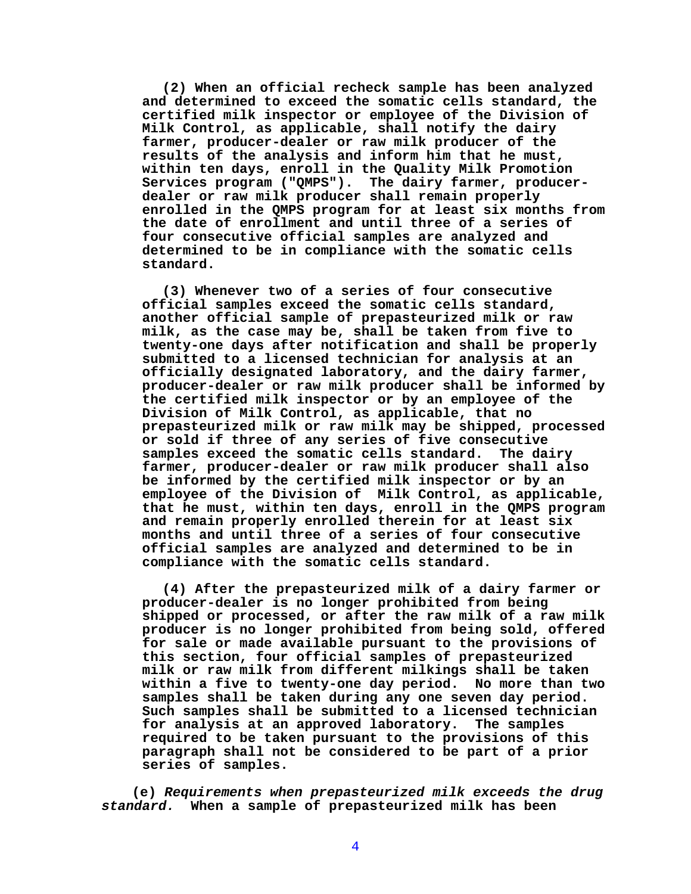**(2) When an official recheck sample has been analyzed and determined to exceed the somatic cells standard, the certified milk inspector or employee of the Division of Milk Control, as applicable, shall notify the dairy farmer, producer-dealer or raw milk producer of the results of the analysis and inform him that he must, within ten days, enroll in the Quality Milk Promotion Services program ("QMPS"). The dairy farmer, producer-dealer or raw milk producer shall remain properly enrolled in the QMPS program for at least six months from the date of enrollment and until three of a series of four consecutive official samples are analyzed and determined to be in compliance with the somatic cells standard.**

**(3) Whenever two of a series of four consecutive official samples exceed the somatic cells standard, another official sample of prepasteurized milk or raw milk, as the case may be, shall be taken from five to twenty-one days after notification and shall be properly submitted to a licensed technician for analysis at an officially designated laboratory, and the dairy farmer, producer-dealer or raw milk producer shall be informed by the certified milk inspector or by an employee of the Division of Milk Control, as applicable, that no prepasteurized milk or raw milk may be shipped, processed or sold if three of any series of five consecutive samples exceed the somatic cells standard. The dairy farmer, producer-dealer or raw milk producer shall also be informed by the certified milk inspector or by an employee of the Division of Milk Control, as applicable, that he must, within ten days, enroll in the QMPS program and remain properly enrolled therein for at least six months and until three of a series of four consecutive official samples are analyzed and determined to be in compliance with the somatic cells standard.**

**(4) After the prepasteurized milk of a dairy farmer or producer-dealer is no longer prohibited from being shipped or processed, or after the raw milk of a raw milk producer is no longer prohibited from being sold, offered for sale or made available pursuant to the provisions of this section, four official samples of prepasteurized milk or raw milk from different milkings shall be taken within a five to twenty-one day period. No more than two samples shall be taken during any one seven day period. Such samples shall be submitted to a licensed technician for analysis at an approved laboratory. The samples required to be taken pursuant to the provisions of this paragraph shall not be considered to be part of a prior series of samples.**

**(e)** ***Requirements when prepasteurized milk exceeds the drug standard.*** **When a sample of prepasteurized milk has been**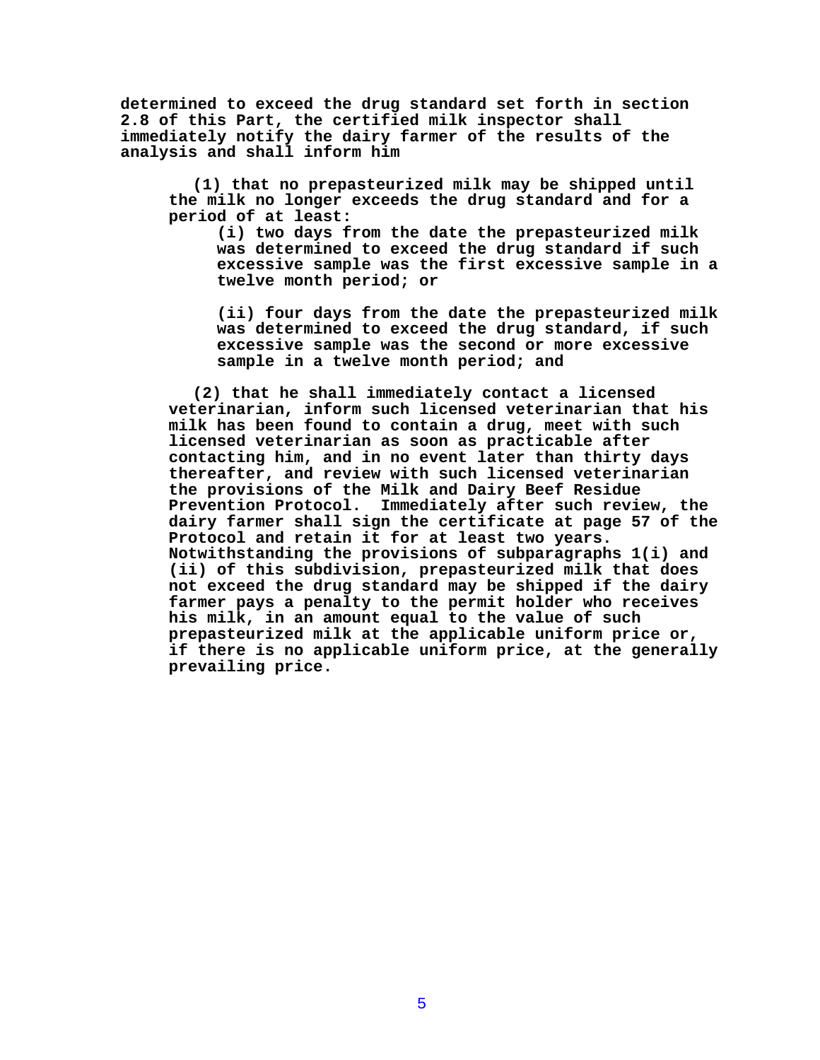**determined to exceed the drug standard set forth in section 2.8 of this Part, the certified milk inspector shall immediately notify the dairy farmer of the results of the analysis and shall inform him**

**(1) that no prepasteurized milk may be shipped until the milk no longer exceeds the drug standard and for a period of at least:**

**(i) two days from the date the prepasteurized milk was determined to exceed the drug standard if such excessive sample was the first excessive sample in a twelve month period; or**

**(ii) four days from the date the prepasteurized milk was determined to exceed the drug standard, if such excessive sample was the second or more excessive sample in a twelve month period; and**

**(2) that he shall immediately contact a licensed veterinarian, inform such licensed veterinarian that his milk has been found to contain a drug, meet with such licensed veterinarian as soon as practicable after contacting him, and in no event later than thirty days thereafter, and review with such licensed veterinarian the provisions of the Milk and Dairy Beef Residue Prevention Protocol. Immediately after such review, the dairy farmer shall sign the certificate at page 57 of the Protocol and retain it for at least two years. Notwithstanding the provisions of subparagraphs 1(i) and (ii) of this subdivision, prepasteurized milk that does not exceed the drug standard may be shipped if the dairy farmer pays a penalty to the permit holder who receives his milk, in an amount equal to the value of such prepasteurized milk at the applicable uniform price or, if there is no applicable uniform price, at the generally prevailing price.**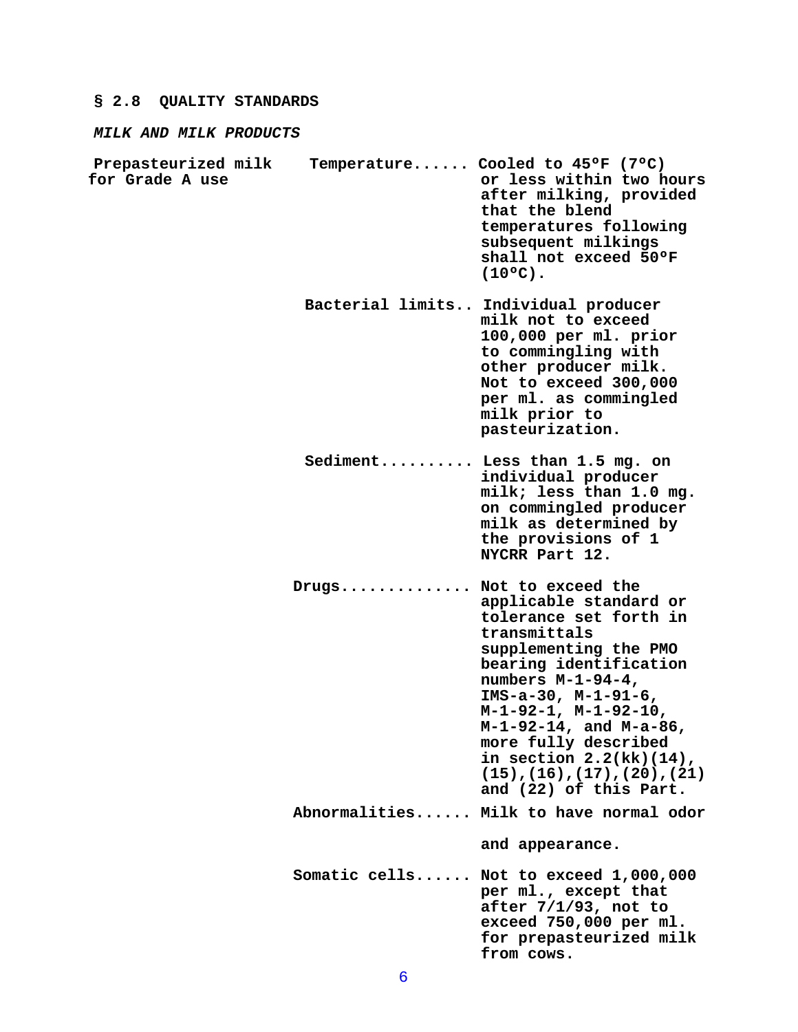## § 2.8 QUALITY STANDARDS

***MILK AND MILK PRODUCTS***

| | | |
|---|---|---|
| **Prepasteurized milk for Grade A use** | **Temperature......** | **Cooled to 45ºF (7ºC) or less within two hours after milking, provided that the blend temperatures following subsequent milkings shall not exceed 50ºF (10ºC).** |
| | **Bacterial limits..** | **Individual producer milk not to exceed 100,000 per ml. prior to commingling with other producer milk. Not to exceed 300,000 per ml. as commingled milk prior to pasteurization.** |
| | **Sediment..........** | **Less than 1.5 mg. on individual producer milk; less than 1.0 mg. on commingled producer milk as determined by the provisions of 1 NYCRR Part 12.** |
| | **Drugs.............** | **Not to exceed the applicable standard or tolerance set forth in transmittals supplementing the PMO bearing identification numbers M-1-94-4, IMS-a-30, M-1-91-6, M-1-92-1, M-1-92-10, M-1-92-14, and M-a-86, more fully described in section 2.2(kk)(14), (15),(16),(17),(20),(21) and (22) of this Part.** |
| | **Abnormalities......** | **Milk to have normal odor and appearance.** |
| | **Somatic cells......** | **Not to exceed 1,000,000 per ml., except that after 7/1/93, not to exceed 750,000 per ml. for prepasteurized milk from cows.** |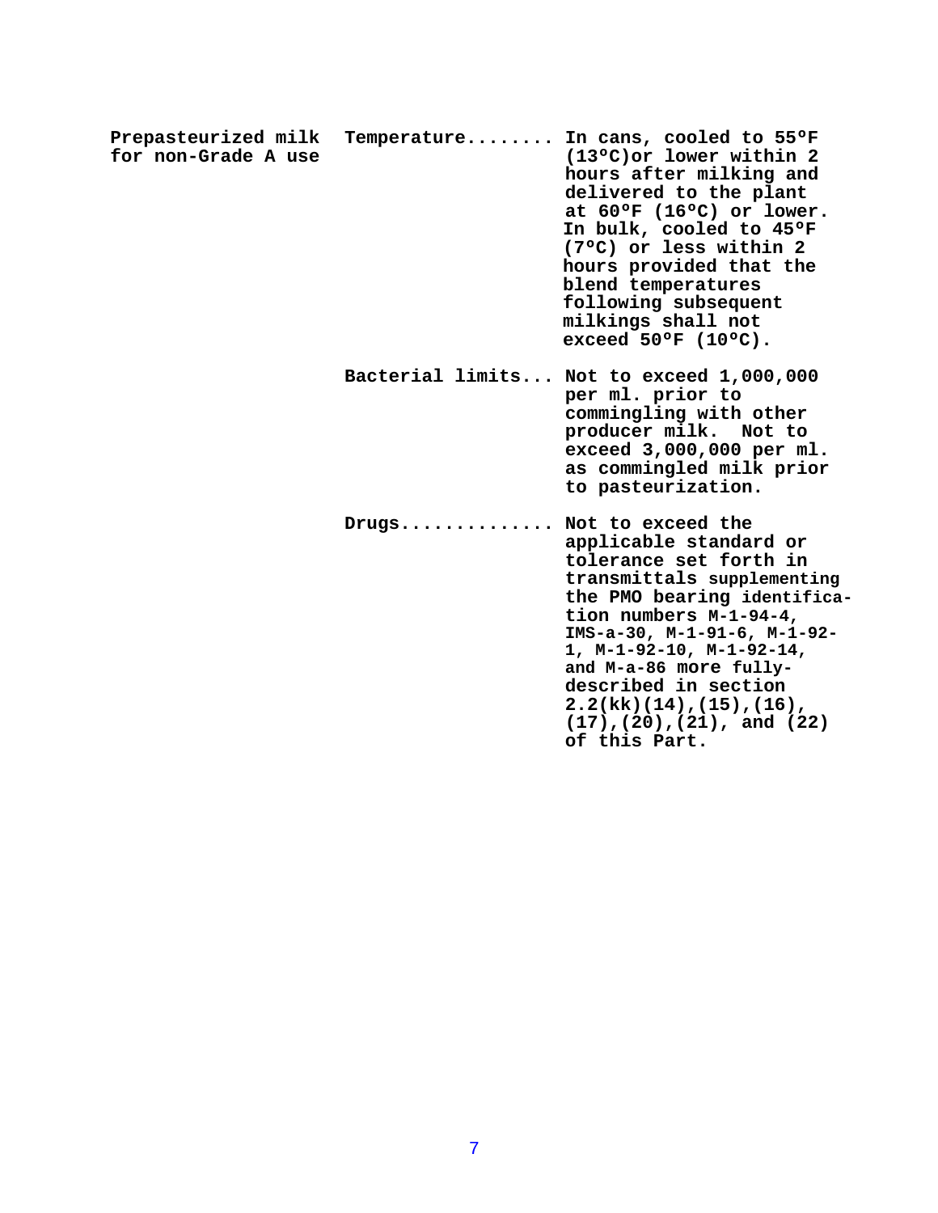| | | |
|---|---|---|
| **Prepasteurized milk for non-Grade A use** | **Temperature........** | **In cans, cooled to 55ºF (13ºC)or lower within 2 hours after milking and delivered to the plant at 60ºF (16ºC) or lower. In bulk, cooled to 45ºF (7ºC) or less within 2 hours provided that the blend temperatures following subsequent milkings shall not exceed 50ºF (10ºC).** |
| | **Bacterial limits...** | **Not to exceed 1,000,000 per ml. prior to commingling with other producer milk. Not to exceed 3,000,000 per ml. as commingled milk prior to pasteurization.** |
| | **Drugs..............** | **Not to exceed the applicable standard or tolerance set forth in transmittals supplementing the PMO bearing identification numbers M-1-94-4, IMS-a-30, M-1-91-6, M-1-92-1, M-1-92-10, M-1-92-14, and M-a-86 more fully-described in section 2.2(kk)(14),(15),(16),(17),(20),(21), and (22) of this Part.** |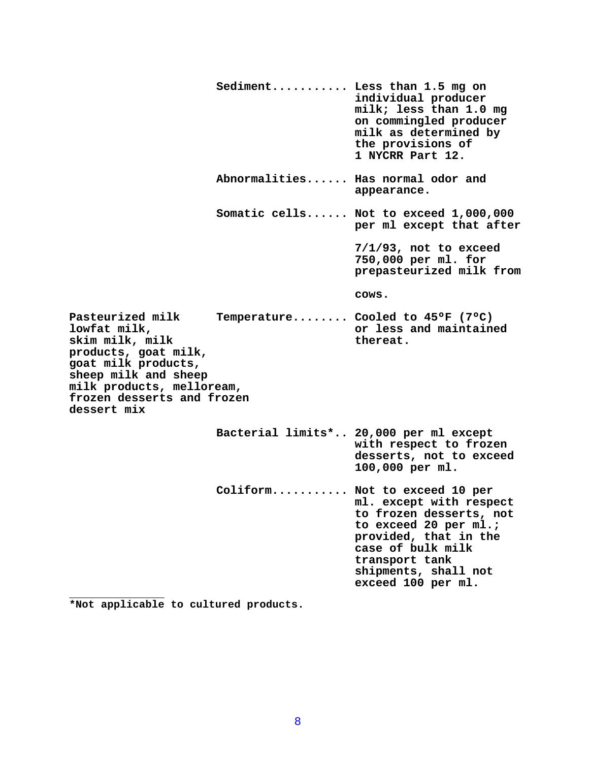| Product | Standard | Requirement |
|---|---|---|
| | Sediment........... | Less than 1.5 mg on individual producer milk; less than 1.0 mg on commingled producer milk as determined by the provisions of 1 NYCRR Part 12. |
| | Abnormalities...... | Has normal odor and appearance. |
| | Somatic cells...... | Not to exceed 1,000,000 per ml except that after 7/1/93, not to exceed 750,000 per ml. for prepasteurized milk from cows. |
| Pasteurized milk lowfat milk, skim milk, milk products, goat milk, goat milk products, sheep milk and sheep milk products, melloream, frozen desserts and frozen dessert mix | Temperature........ | Cooled to 45ºF (7ºC) or less and maintained thereat. |
| | Bacterial limits*.. | 20,000 per ml except with respect to frozen desserts, not to exceed 100,000 per ml. |
| | Coliform........... | Not to exceed 10 per ml. except with respect to frozen desserts, not to exceed 20 per ml.; provided, that in the case of bulk milk transport tank shipments, shall not exceed 100 per ml. |

*Not applicable to cultured products.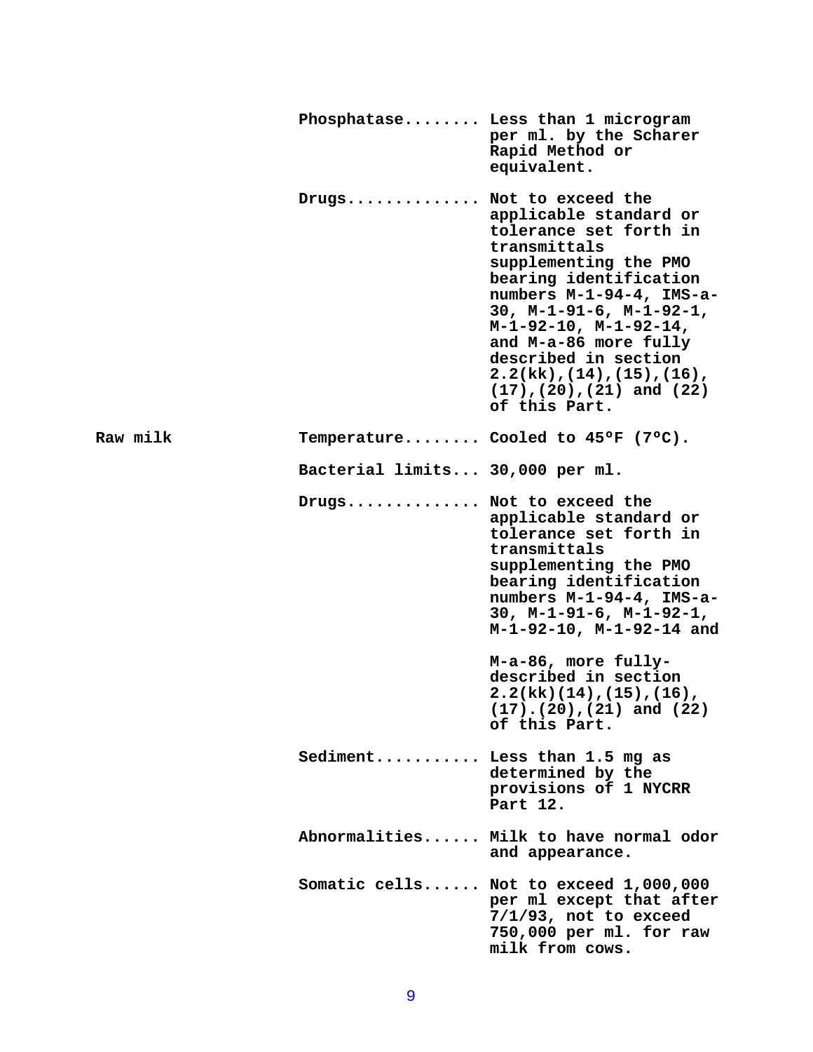| | | |
|---|---|---|
| | Phosphatase........ | Less than 1 microgram per ml. by the Scharer Rapid Method or equivalent. |
| | Drugs.............. | Not to exceed the applicable standard or tolerance set forth in transmittals supplementing the PMO bearing identification numbers M-1-94-4, IMS-a-30, M-1-91-6, M-1-92-1, M-1-92-10, M-1-92-14, and M-a-86 more fully described in section 2.2(kk),(14),(15),(16),(17),(20),(21) and (22) of this Part. |
| Raw milk | Temperature........ | Cooled to 45ºF (7ºC). |
| | Bacterial limits... | 30,000 per ml. |
| | Drugs.............. | Not to exceed the applicable standard or tolerance set forth in transmittals supplementing the PMO bearing identification numbers M-1-94-4, IMS-a-30, M-1-91-6, M-1-92-1, M-1-92-10, M-1-92-14 and M-a-86, more fully-described in section 2.2(kk)(14),(15),(16),(17).(20),(21) and (22) of this Part. |
| | Sediment........... | Less than 1.5 mg as determined by the provisions of 1 NYCRR Part 12. |
| | Abnormalities...... | Milk to have normal odor and appearance. |
| | Somatic cells...... | Not to exceed 1,000,000 per ml except that after 7/1/93, not to exceed 750,000 per ml. for raw milk from cows. |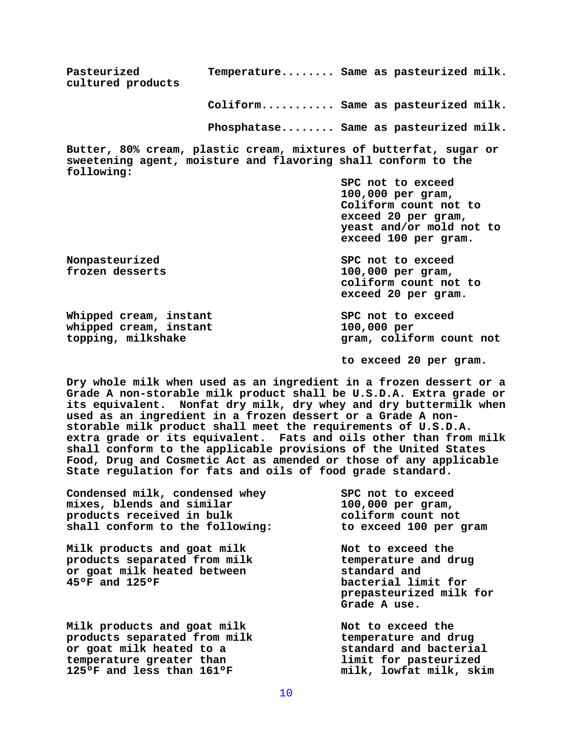| | | |
|---|---|---|
| **Pasteurized cultured products** | **Temperature........** | **Same as pasteurized milk.** |
| | **Coliform...........** | **Same as pasteurized milk.** |
| | **Phosphatase........** | **Same as pasteurized milk.** |

**Butter, 80% cream, plastic cream, mixtures of butterfat, sugar or sweetening agent, moisture and flavoring shall conform to the following:**

| | |
|---|---|
| | **SPC not to exceed 100,000 per gram, Coliform count not to exceed 20 per gram, yeast and/or mold not to exceed 100 per gram.** |
| **Nonpasteurized frozen desserts** | **SPC not to exceed 100,000 per gram, coliform count not to exceed 20 per gram.** |
| **Whipped cream, instant whipped cream, instant topping, milkshake** | **SPC not to exceed 100,000 per gram, coliform count not to exceed 20 per gram.** |

**Dry whole milk when used as an ingredient in a frozen dessert or a Grade A non-storable milk product shall be U.S.D.A. Extra grade or its equivalent. Nonfat dry milk, dry whey and dry buttermilk when used as an ingredient in a frozen dessert or a Grade A non-storable milk product shall meet the requirements of U.S.D.A. extra grade or its equivalent. Fats and oils other than from milk shall conform to the applicable provisions of the United States Food, Drug and Cosmetic Act as amended or those of any applicable State regulation for fats and oils of food grade standard.**

| | |
|---|---|
| **Condensed milk, condensed whey mixes, blends and similar products received in bulk shall conform to the following:** | **SPC not to exceed 100,000 per gram, coliform count not to exceed 100 per gram** |
| **Milk products and goat milk products separated from milk or goat milk heated between 45ºF and 125ºF** | **Not to exceed the temperature and drug standard and bacterial limit for prepasteurized milk for Grade A use.** |
| **Milk products and goat milk products separated from milk or goat milk heated to a temperature greater than 125ºF and less than 161ºF** | **Not to exceed the temperature and drug standard and bacterial limit for pasteurized milk, lowfat milk, skim** |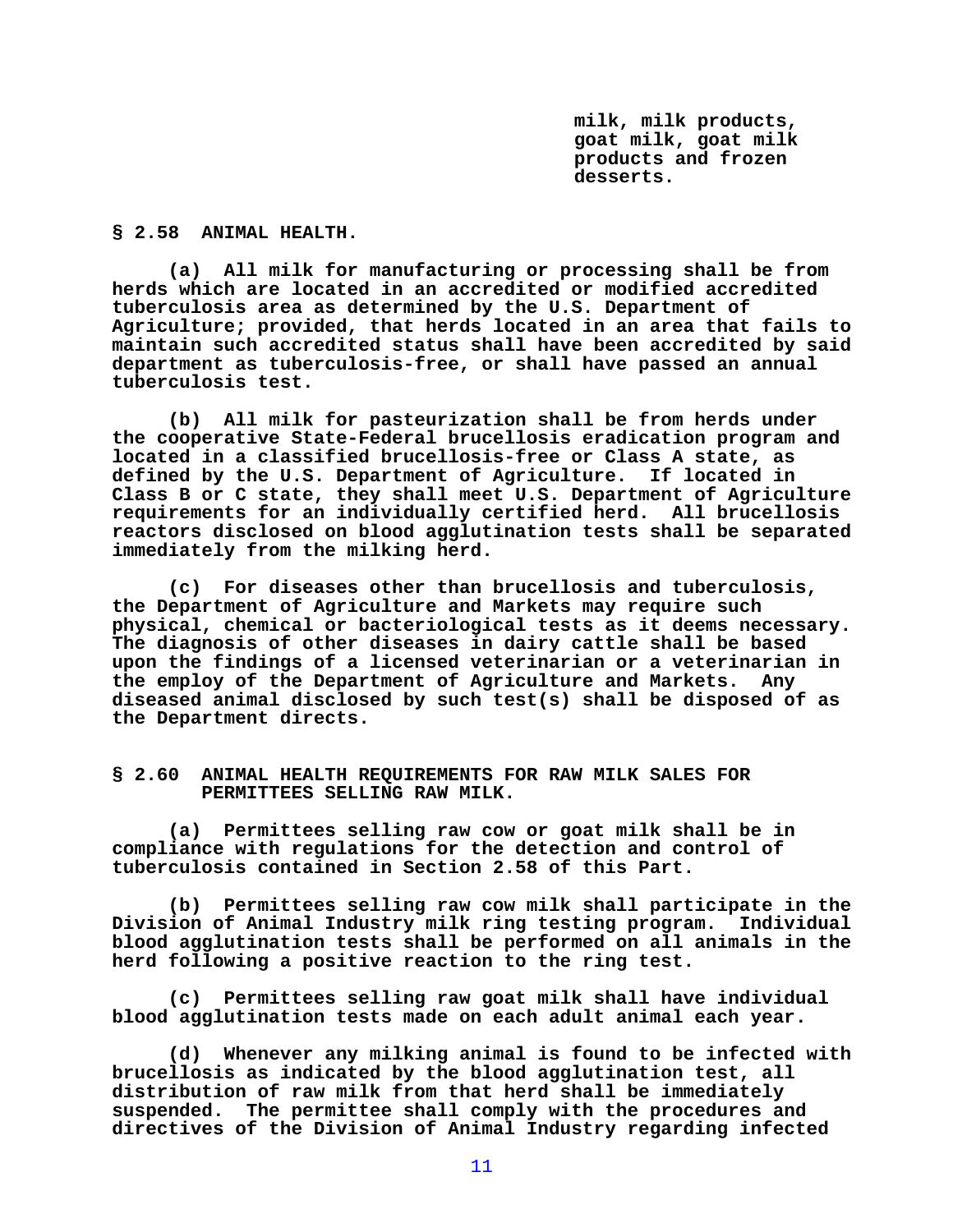milk, milk products, goat milk, goat milk products and frozen desserts.

## § 2.58 ANIMAL HEALTH.

(a) All milk for manufacturing or processing shall be from herds which are located in an accredited or modified accredited tuberculosis area as determined by the U.S. Department of Agriculture; provided, that herds located in an area that fails to maintain such accredited status shall have been accredited by said department as tuberculosis-free, or shall have passed an annual tuberculosis test.

(b) All milk for pasteurization shall be from herds under the cooperative State-Federal brucellosis eradication program and located in a classified brucellosis-free or Class A state, as defined by the U.S. Department of Agriculture. If located in Class B or C state, they shall meet U.S. Department of Agriculture requirements for an individually certified herd. All brucellosis reactors disclosed on blood agglutination tests shall be separated immediately from the milking herd.

(c) For diseases other than brucellosis and tuberculosis, the Department of Agriculture and Markets may require such physical, chemical or bacteriological tests as it deems necessary. The diagnosis of other diseases in dairy cattle shall be based upon the findings of a licensed veterinarian or a veterinarian in the employ of the Department of Agriculture and Markets. Any diseased animal disclosed by such test(s) shall be disposed of as the Department directs.

## § 2.60 ANIMAL HEALTH REQUIREMENTS FOR RAW MILK SALES FOR PERMITTEES SELLING RAW MILK.

(a) Permittees selling raw cow or goat milk shall be in compliance with regulations for the detection and control of tuberculosis contained in Section 2.58 of this Part.

(b) Permittees selling raw cow milk shall participate in the Division of Animal Industry milk ring testing program. Individual blood agglutination tests shall be performed on all animals in the herd following a positive reaction to the ring test.

(c) Permittees selling raw goat milk shall have individual blood agglutination tests made on each adult animal each year.

(d) Whenever any milking animal is found to be infected with brucellosis as indicated by the blood agglutination test, all distribution of raw milk from that herd shall be immediately suspended. The permittee shall comply with the procedures and directives of the Division of Animal Industry regarding infected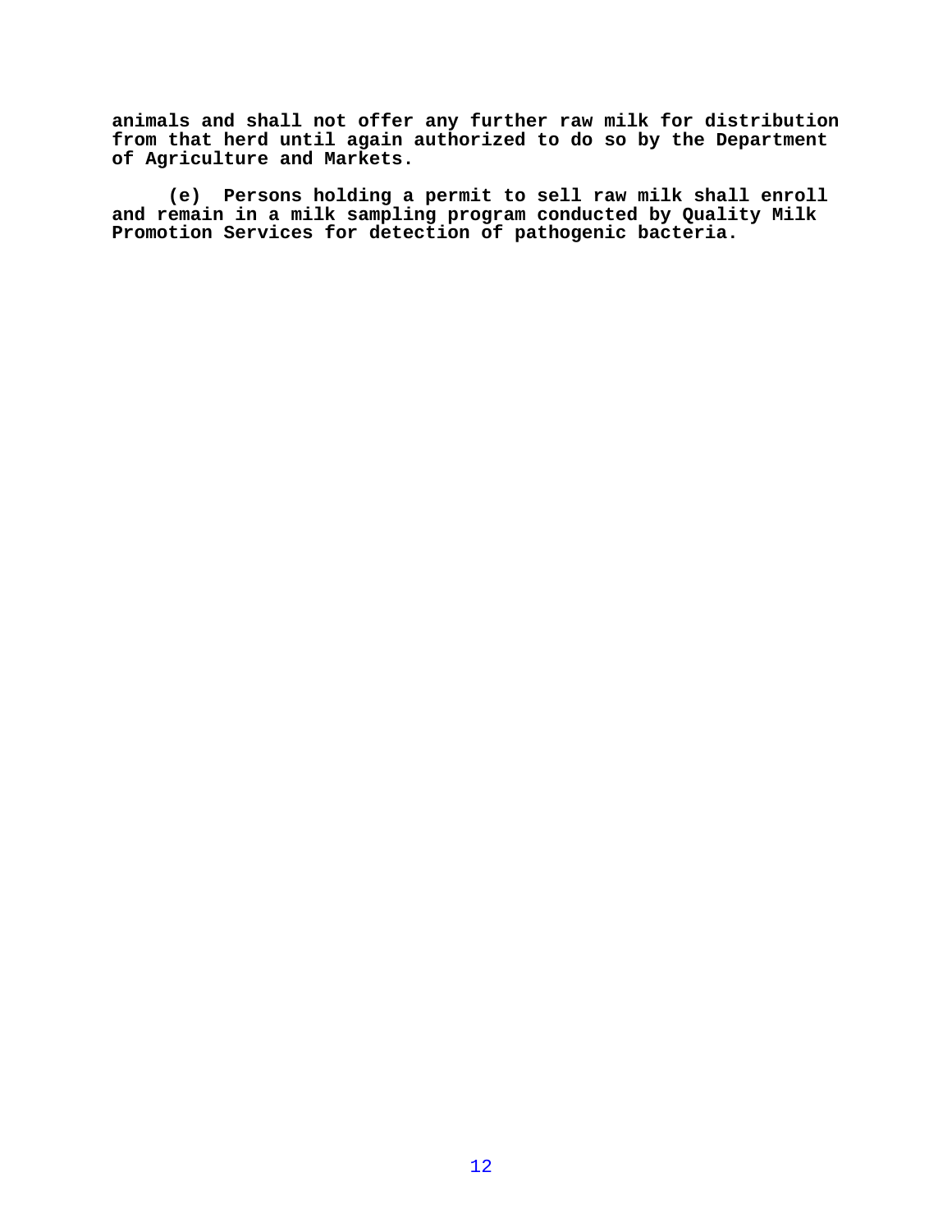**animals and shall not offer any further raw milk for distribution from that herd until again authorized to do so by the Department of Agriculture and Markets.**

**(e) Persons holding a permit to sell raw milk shall enroll and remain in a milk sampling program conducted by Quality Milk Promotion Services for detection of pathogenic bacteria.**